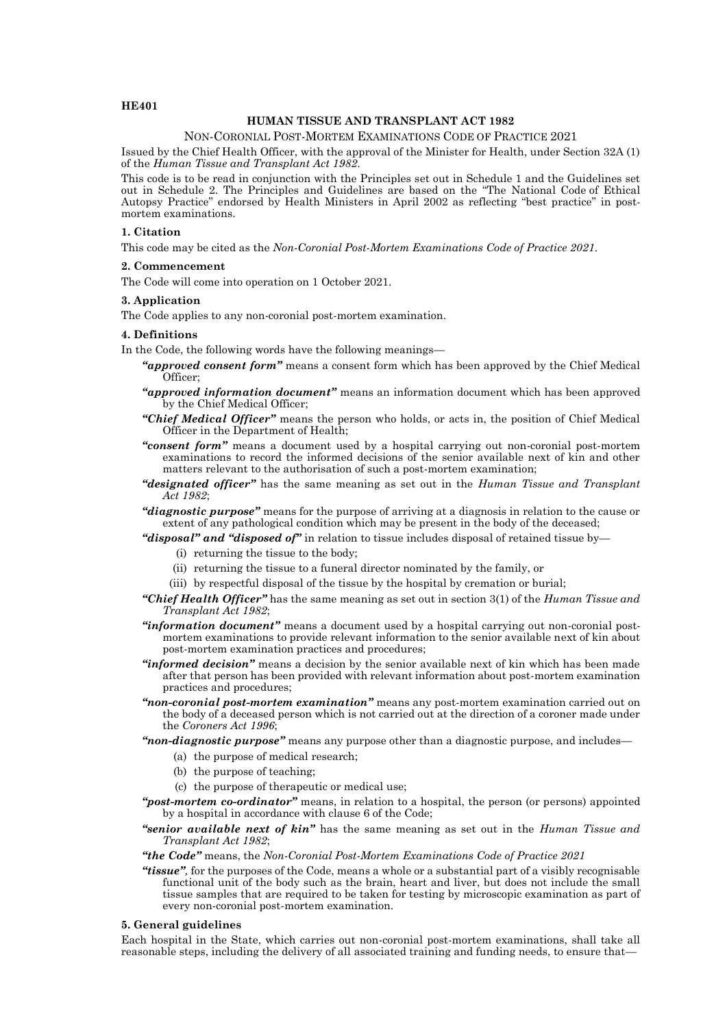**HE401**

# HUMAN TISSUE AND TRANSPLANT ACT 1982

## NON-CORONIAL POST-MORTEM EXAMINATIONS CODE OF PRACTICE 2021

Issued by the Chief Health Officer, with the approval of the Minister for Health, under Section 32A (1) of the *Human Tissue and Transplant Act 1982*.

This code is to be read in conjunction with the Principles set out in Schedule 1 and the Guidelines set out in Schedule 2. The Principles and Guidelines are based on the "The National Code of Ethical Autopsy Practice" endorsed by Health Ministers in April 2002 as reflecting "best practice" in post-mortem examinations.

### 1. Citation

This code may be cited as the *Non-Coronial Post-Mortem Examinations Code of Practice 2021*.

### 2. Commencement

The Code will come into operation on 1 October 2021.

### 3. Application

The Code applies to any non-coronial post-mortem examination.

### 4. Definitions

In the Code, the following words have the following meanings—

***"approved consent form"*** means a consent form which has been approved by the Chief Medical Officer;

***"approved information document"*** means an information document which has been approved by the Chief Medical Officer;

***"Chief Medical Officer"*** means the person who holds, or acts in, the position of Chief Medical Officer in the Department of Health;

***"consent form"*** means a document used by a hospital carrying out non-coronial post-mortem examinations to record the informed decisions of the senior available next of kin and other matters relevant to the authorisation of such a post-mortem examination;

***"designated officer"*** has the same meaning as set out in the *Human Tissue and Transplant Act 1982*;

***"diagnostic purpose"*** means for the purpose of arriving at a diagnosis in relation to the cause or extent of any pathological condition which may be present in the body of the deceased;

***"disposal" and "disposed of"*** in relation to tissue includes disposal of retained tissue by—

(i) returning the tissue to the body;

(ii) returning the tissue to a funeral director nominated by the family, or

(iii) by respectful disposal of the tissue by the hospital by cremation or burial;

***"Chief Health Officer"*** has the same meaning as set out in section 3(1) of the *Human Tissue and Transplant Act 1982*;

***"information document"*** means a document used by a hospital carrying out non-coronial post-mortem examinations to provide relevant information to the senior available next of kin about post-mortem examination practices and procedures;

***"informed decision"*** means a decision by the senior available next of kin which has been made after that person has been provided with relevant information about post-mortem examination practices and procedures;

***"non-coronial post-mortem examination"*** means any post-mortem examination carried out on the body of a deceased person which is not carried out at the direction of a coroner made under the *Coroners Act 1996*;

***"non-diagnostic purpose"*** means any purpose other than a diagnostic purpose, and includes—

(a) the purpose of medical research;

(b) the purpose of teaching;

(c) the purpose of therapeutic or medical use;

***"post-mortem co-ordinator"*** means, in relation to a hospital, the person (or persons) appointed by a hospital in accordance with clause 6 of the Code;

***"senior available next of kin"*** has the same meaning as set out in the *Human Tissue and Transplant Act 1982*;

***"the Code"*** means, the *Non-Coronial Post-Mortem Examinations Code of Practice 2021*

***"tissue"***, for the purposes of the Code, means a whole or a substantial part of a visibly recognisable functional unit of the body such as the brain, heart and liver, but does not include the small tissue samples that are required to be taken for testing by microscopic examination as part of every non-coronial post-mortem examination.

### 5. General guidelines

Each hospital in the State, which carries out non-coronial post-mortem examinations, shall take all reasonable steps, including the delivery of all associated training and funding needs, to ensure that—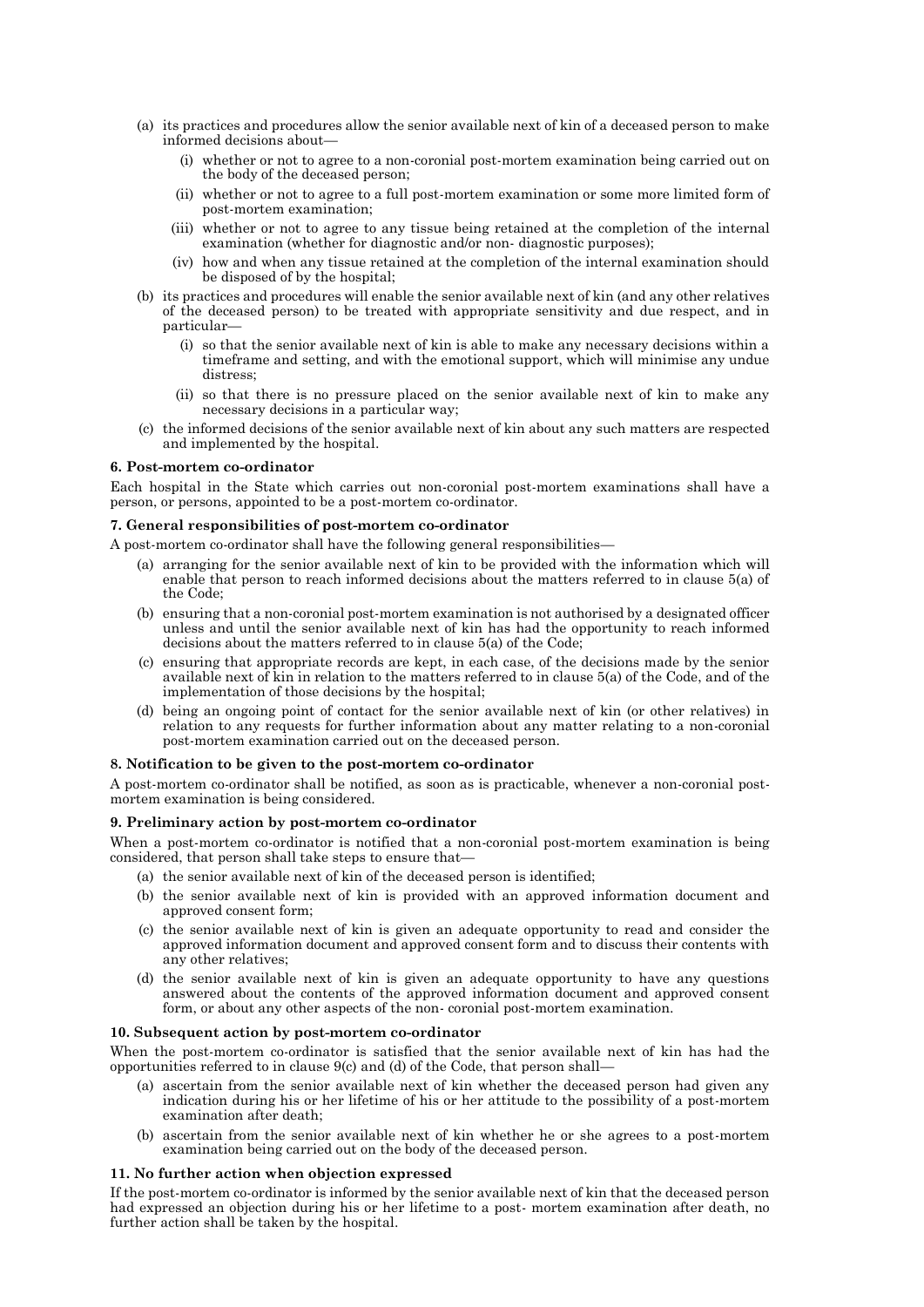(a) its practices and procedures allow the senior available next of kin of a deceased person to make informed decisions about—

  (i) whether or not to agree to a non-coronial post-mortem examination being carried out on the body of the deceased person;

  (ii) whether or not to agree to a full post-mortem examination or some more limited form of post-mortem examination;

  (iii) whether or not to agree to any tissue being retained at the completion of the internal examination (whether for diagnostic and/or non- diagnostic purposes);

  (iv) how and when any tissue retained at the completion of the internal examination should be disposed of by the hospital;

(b) its practices and procedures will enable the senior available next of kin (and any other relatives of the deceased person) to be treated with appropriate sensitivity and due respect, and in particular—

  (i) so that the senior available next of kin is able to make any necessary decisions within a timeframe and setting, and with the emotional support, which will minimise any undue distress;

  (ii) so that there is no pressure placed on the senior available next of kin to make any necessary decisions in a particular way;

(c) the informed decisions of the senior available next of kin about any such matters are respected and implemented by the hospital.

**6. Post-mortem co-ordinator**

Each hospital in the State which carries out non-coronial post-mortem examinations shall have a person, or persons, appointed to be a post-mortem co-ordinator.

**7. General responsibilities of post-mortem co-ordinator**

A post-mortem co-ordinator shall have the following general responsibilities—

(a) arranging for the senior available next of kin to be provided with the information which will enable that person to reach informed decisions about the matters referred to in clause 5(a) of the Code;

(b) ensuring that a non-coronial post-mortem examination is not authorised by a designated officer unless and until the senior available next of kin has had the opportunity to reach informed decisions about the matters referred to in clause 5(a) of the Code;

(c) ensuring that appropriate records are kept, in each case, of the decisions made by the senior available next of kin in relation to the matters referred to in clause 5(a) of the Code, and of the implementation of those decisions by the hospital;

(d) being an ongoing point of contact for the senior available next of kin (or other relatives) in relation to any requests for further information about any matter relating to a non-coronial post-mortem examination carried out on the deceased person.

**8. Notification to be given to the post-mortem co-ordinator**

A post-mortem co-ordinator shall be notified, as soon as is practicable, whenever a non-coronial post-mortem examination is being considered.

**9. Preliminary action by post-mortem co-ordinator**

When a post-mortem co-ordinator is notified that a non-coronial post-mortem examination is being considered, that person shall take steps to ensure that—

(a) the senior available next of kin of the deceased person is identified;

(b) the senior available next of kin is provided with an approved information document and approved consent form;

(c) the senior available next of kin is given an adequate opportunity to read and consider the approved information document and approved consent form and to discuss their contents with any other relatives;

(d) the senior available next of kin is given an adequate opportunity to have any questions answered about the contents of the approved information document and approved consent form, or about any other aspects of the non- coronial post-mortem examination.

**10. Subsequent action by post-mortem co-ordinator**

When the post-mortem co-ordinator is satisfied that the senior available next of kin has had the opportunities referred to in clause 9(c) and (d) of the Code, that person shall—

(a) ascertain from the senior available next of kin whether the deceased person had given any indication during his or her lifetime of his or her attitude to the possibility of a post-mortem examination after death;

(b) ascertain from the senior available next of kin whether he or she agrees to a post-mortem examination being carried out on the body of the deceased person.

**11. No further action when objection expressed**

If the post-mortem co-ordinator is informed by the senior available next of kin that the deceased person had expressed an objection during his or her lifetime to a post- mortem examination after death, no further action shall be taken by the hospital.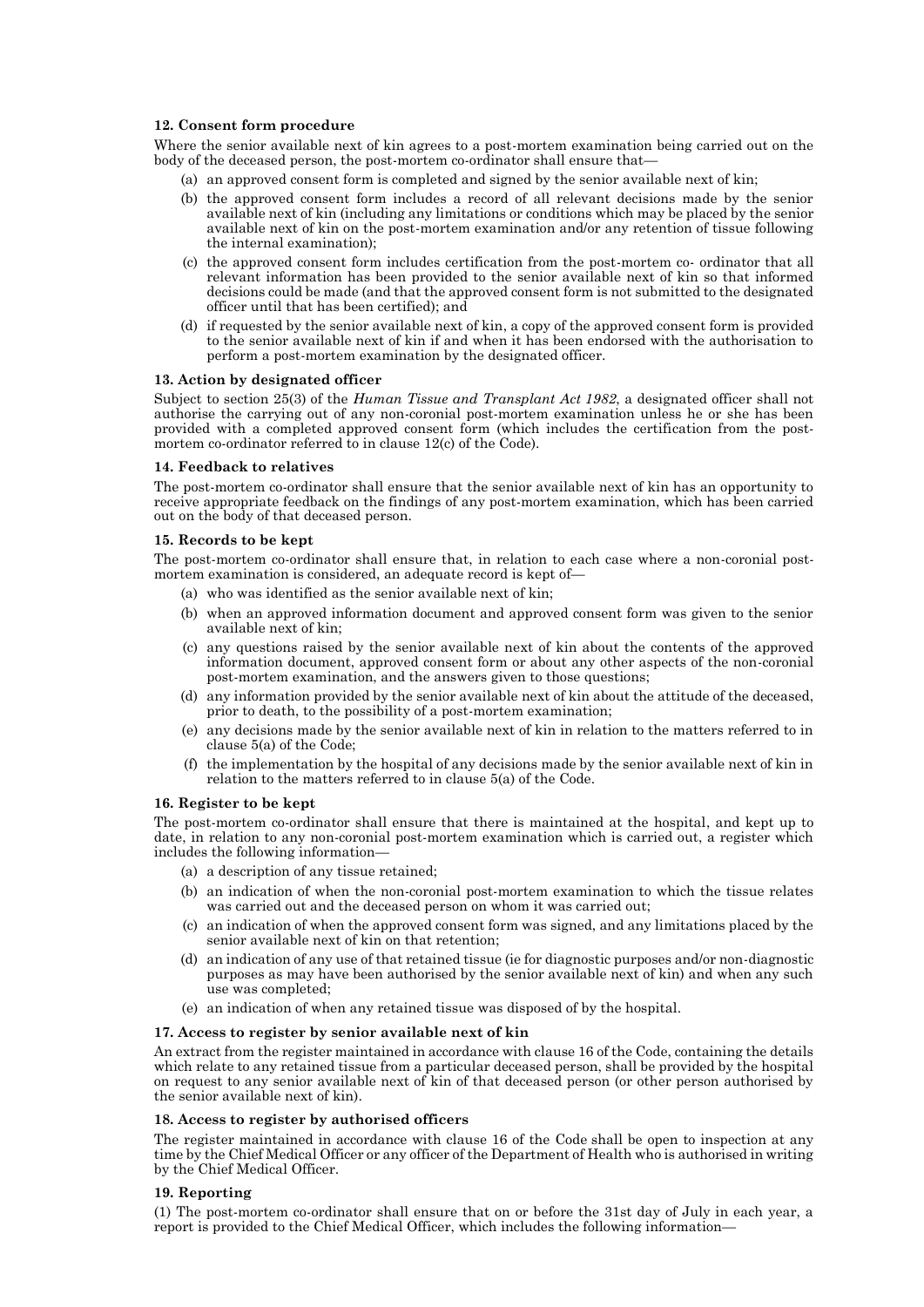#### 12. Consent form procedure

Where the senior available next of kin agrees to a post-mortem examination being carried out on the body of the deceased person, the post-mortem co-ordinator shall ensure that—

(a) an approved consent form is completed and signed by the senior available next of kin;

(b) the approved consent form includes a record of all relevant decisions made by the senior available next of kin (including any limitations or conditions which may be placed by the senior available next of kin on the post-mortem examination and/or any retention of tissue following the internal examination);

(c) the approved consent form includes certification from the post-mortem co- ordinator that all relevant information has been provided to the senior available next of kin so that informed decisions could be made (and that the approved consent form is not submitted to the designated officer until that has been certified); and

(d) if requested by the senior available next of kin, a copy of the approved consent form is provided to the senior available next of kin if and when it has been endorsed with the authorisation to perform a post-mortem examination by the designated officer.

#### 13. Action by designated officer

Subject to section 25(3) of the *Human Tissue and Transplant Act 1982*, a designated officer shall not authorise the carrying out of any non-coronial post-mortem examination unless he or she has been provided with a completed approved consent form (which includes the certification from the post-mortem co-ordinator referred to in clause 12(c) of the Code).

#### 14. Feedback to relatives

The post-mortem co-ordinator shall ensure that the senior available next of kin has an opportunity to receive appropriate feedback on the findings of any post-mortem examination, which has been carried out on the body of that deceased person.

#### 15. Records to be kept

The post-mortem co-ordinator shall ensure that, in relation to each case where a non-coronial post-mortem examination is considered, an adequate record is kept of—

(a) who was identified as the senior available next of kin;

(b) when an approved information document and approved consent form was given to the senior available next of kin;

(c) any questions raised by the senior available next of kin about the contents of the approved information document, approved consent form or about any other aspects of the non-coronial post-mortem examination, and the answers given to those questions;

(d) any information provided by the senior available next of kin about the attitude of the deceased, prior to death, to the possibility of a post-mortem examination;

(e) any decisions made by the senior available next of kin in relation to the matters referred to in clause 5(a) of the Code;

(f) the implementation by the hospital of any decisions made by the senior available next of kin in relation to the matters referred to in clause 5(a) of the Code.

#### 16. Register to be kept

The post-mortem co-ordinator shall ensure that there is maintained at the hospital, and kept up to date, in relation to any non-coronial post-mortem examination which is carried out, a register which includes the following information—

(a) a description of any tissue retained;

(b) an indication of when the non-coronial post-mortem examination to which the tissue relates was carried out and the deceased person on whom it was carried out;

(c) an indication of when the approved consent form was signed, and any limitations placed by the senior available next of kin on that retention;

(d) an indication of any use of that retained tissue (ie for diagnostic purposes and/or non-diagnostic purposes as may have been authorised by the senior available next of kin) and when any such use was completed;

(e) an indication of when any retained tissue was disposed of by the hospital.

#### 17. Access to register by senior available next of kin

An extract from the register maintained in accordance with clause 16 of the Code, containing the details which relate to any retained tissue from a particular deceased person, shall be provided by the hospital on request to any senior available next of kin of that deceased person (or other person authorised by the senior available next of kin).

#### 18. Access to register by authorised officers

The register maintained in accordance with clause 16 of the Code shall be open to inspection at any time by the Chief Medical Officer or any officer of the Department of Health who is authorised in writing by the Chief Medical Officer.

#### 19. Reporting

(1) The post-mortem co-ordinator shall ensure that on or before the 31st day of July in each year, a report is provided to the Chief Medical Officer, which includes the following information—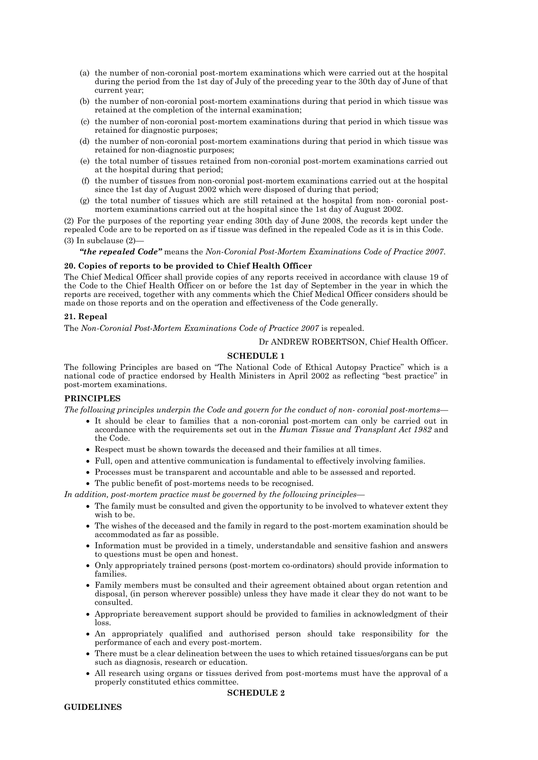(a) the number of non-coronial post-mortem examinations which were carried out at the hospital during the period from the 1st day of July of the preceding year to the 30th day of June of that current year;

(b) the number of non-coronial post-mortem examinations during that period in which tissue was retained at the completion of the internal examination;

(c) the number of non-coronial post-mortem examinations during that period in which tissue was retained for diagnostic purposes;

(d) the number of non-coronial post-mortem examinations during that period in which tissue was retained for non-diagnostic purposes;

(e) the total number of tissues retained from non-coronial post-mortem examinations carried out at the hospital during that period;

(f) the number of tissues from non-coronial post-mortem examinations carried out at the hospital since the 1st day of August 2002 which were disposed of during that period;

(g) the total number of tissues which are still retained at the hospital from non- coronial post-mortem examinations carried out at the hospital since the 1st day of August 2002.

(2) For the purposes of the reporting year ending 30th day of June 2008, the records kept under the repealed Code are to be reported on as if tissue was defined in the repealed Code as it is in this Code.

(3) In subclause (2)—

***"the repealed Code"*** means the *Non-Coronial Post-Mortem Examinations Code of Practice 2007*.

**20. Copies of reports to be provided to Chief Health Officer**

The Chief Medical Officer shall provide copies of any reports received in accordance with clause 19 of the Code to the Chief Health Officer on or before the 1st day of September in the year in which the reports are received, together with any comments which the Chief Medical Officer considers should be made on those reports and on the operation and effectiveness of the Code generally.

**21. Repeal**

The *Non-Coronial Post-Mortem Examinations Code of Practice 2007* is repealed.

Dr ANDREW ROBERTSON, Chief Health Officer.

**SCHEDULE 1**

The following Principles are based on "The National Code of Ethical Autopsy Practice" which is a national code of practice endorsed by Health Ministers in April 2002 as reflecting "best practice" in post-mortem examinations.

**PRINCIPLES**

*The following principles underpin the Code and govern for the conduct of non- coronial post-mortems*—

- It should be clear to families that a non-coronial post-mortem can only be carried out in accordance with the requirements set out in the *Human Tissue and Transplant Act 1982* and the Code.
- Respect must be shown towards the deceased and their families at all times.
- Full, open and attentive communication is fundamental to effectively involving families.
- Processes must be transparent and accountable and able to be assessed and reported.
- The public benefit of post-mortems needs to be recognised.

*In addition, post-mortem practice must be governed by the following principles*—

- The family must be consulted and given the opportunity to be involved to whatever extent they wish to be.
- The wishes of the deceased and the family in regard to the post-mortem examination should be accommodated as far as possible.
- Information must be provided in a timely, understandable and sensitive fashion and answers to questions must be open and honest.
- Only appropriately trained persons (post-mortem co-ordinators) should provide information to families.
- Family members must be consulted and their agreement obtained about organ retention and disposal, (in person wherever possible) unless they have made it clear they do not want to be consulted.
- Appropriate bereavement support should be provided to families in acknowledgment of their loss.
- An appropriately qualified and authorised person should take responsibility for the performance of each and every post-mortem.
- There must be a clear delineation between the uses to which retained tissues/organs can be put such as diagnosis, research or education.
- All research using organs or tissues derived from post-mortems must have the approval of a properly constituted ethics committee.

**SCHEDULE 2**

**GUIDELINES**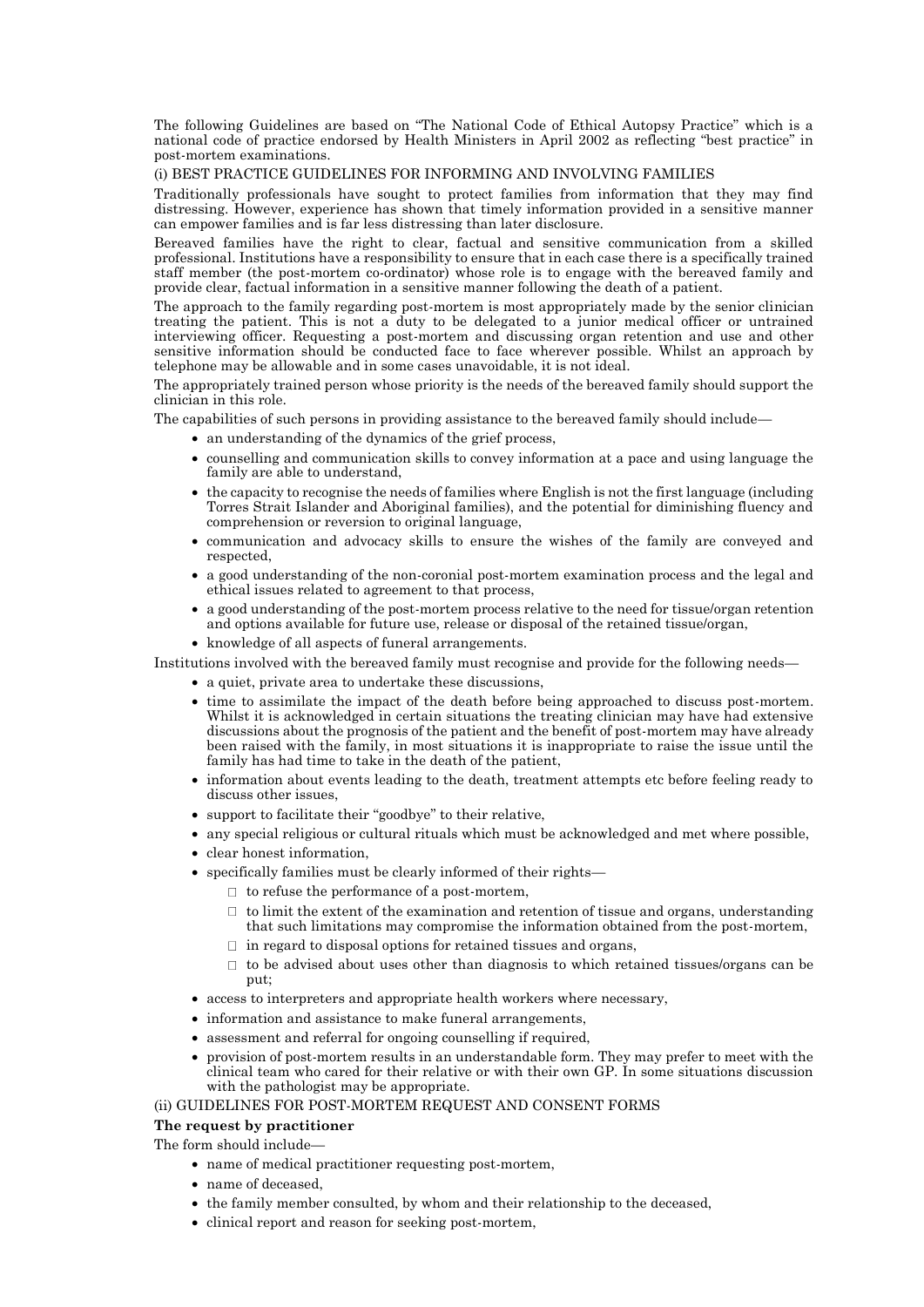The following Guidelines are based on "The National Code of Ethical Autopsy Practice" which is a national code of practice endorsed by Health Ministers in April 2002 as reflecting "best practice" in post-mortem examinations.

(i) BEST PRACTICE GUIDELINES FOR INFORMING AND INVOLVING FAMILIES

Traditionally professionals have sought to protect families from information that they may find distressing. However, experience has shown that timely information provided in a sensitive manner can empower families and is far less distressing than later disclosure.

Bereaved families have the right to clear, factual and sensitive communication from a skilled professional. Institutions have a responsibility to ensure that in each case there is a specifically trained staff member (the post-mortem co-ordinator) whose role is to engage with the bereaved family and provide clear, factual information in a sensitive manner following the death of a patient.

The approach to the family regarding post-mortem is most appropriately made by the senior clinician treating the patient. This is not a duty to be delegated to a junior medical officer or untrained interviewing officer. Requesting a post-mortem and discussing organ retention and use and other sensitive information should be conducted face to face wherever possible. Whilst an approach by telephone may be allowable and in some cases unavoidable, it is not ideal.

The appropriately trained person whose priority is the needs of the bereaved family should support the clinician in this role.

The capabilities of such persons in providing assistance to the bereaved family should include—

- an understanding of the dynamics of the grief process,
- counselling and communication skills to convey information at a pace and using language the family are able to understand,
- the capacity to recognise the needs of families where English is not the first language (including Torres Strait Islander and Aboriginal families), and the potential for diminishing fluency and comprehension or reversion to original language,
- communication and advocacy skills to ensure the wishes of the family are conveyed and respected,
- a good understanding of the non-coronial post-mortem examination process and the legal and ethical issues related to agreement to that process,
- a good understanding of the post-mortem process relative to the need for tissue/organ retention and options available for future use, release or disposal of the retained tissue/organ,
- knowledge of all aspects of funeral arrangements.

Institutions involved with the bereaved family must recognise and provide for the following needs—

- a quiet, private area to undertake these discussions,
- time to assimilate the impact of the death before being approached to discuss post-mortem. Whilst it is acknowledged in certain situations the treating clinician may have had extensive discussions about the prognosis of the patient and the benefit of post-mortem may have already been raised with the family, in most situations it is inappropriate to raise the issue until the family has had time to take in the death of the patient,
- information about events leading to the death, treatment attempts etc before feeling ready to discuss other issues,
- support to facilitate their "goodbye" to their relative,
- any special religious or cultural rituals which must be acknowledged and met where possible,
- clear honest information,
- specifically families must be clearly informed of their rights—
  - to refuse the performance of a post-mortem,
  - to limit the extent of the examination and retention of tissue and organs, understanding that such limitations may compromise the information obtained from the post-mortem,
  - in regard to disposal options for retained tissues and organs,
  - to be advised about uses other than diagnosis to which retained tissues/organs can be put;
- access to interpreters and appropriate health workers where necessary,
- information and assistance to make funeral arrangements,
- assessment and referral for ongoing counselling if required,
- provision of post-mortem results in an understandable form. They may prefer to meet with the clinical team who cared for their relative or with their own GP. In some situations discussion with the pathologist may be appropriate.

(ii) GUIDELINES FOR POST-MORTEM REQUEST AND CONSENT FORMS

**The request by practitioner**

The form should include—

- name of medical practitioner requesting post-mortem,
- name of deceased,
- the family member consulted, by whom and their relationship to the deceased,
- clinical report and reason for seeking post-mortem,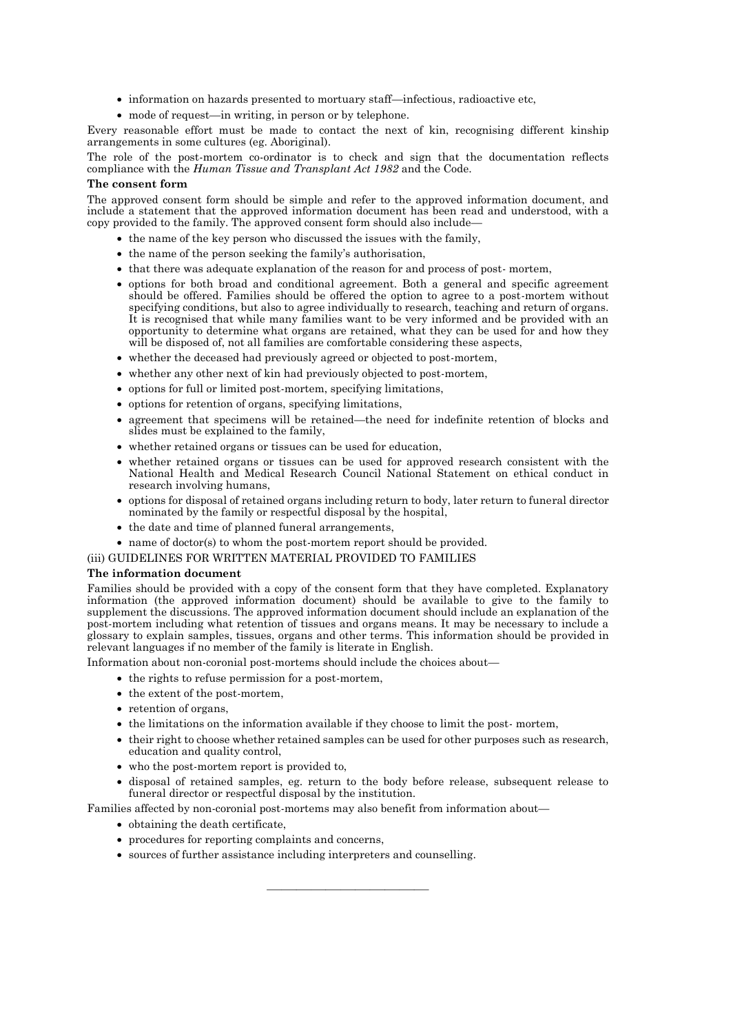- information on hazards presented to mortuary staff—infectious, radioactive etc,
- mode of request—in writing, in person or by telephone.

Every reasonable effort must be made to contact the next of kin, recognising different kinship arrangements in some cultures (eg. Aboriginal).

The role of the post-mortem co-ordinator is to check and sign that the documentation reflects compliance with the *Human Tissue and Transplant Act 1982* and the Code.

**The consent form**

The approved consent form should be simple and refer to the approved information document, and include a statement that the approved information document has been read and understood, with a copy provided to the family. The approved consent form should also include—

- the name of the key person who discussed the issues with the family,
- the name of the person seeking the family's authorisation,
- that there was adequate explanation of the reason for and process of post- mortem,
- options for both broad and conditional agreement. Both a general and specific agreement should be offered. Families should be offered the option to agree to a post-mortem without specifying conditions, but also to agree individually to research, teaching and return of organs. It is recognised that while many families want to be very informed and be provided with an opportunity to determine what organs are retained, what they can be used for and how they will be disposed of, not all families are comfortable considering these aspects,
- whether the deceased had previously agreed or objected to post-mortem,
- whether any other next of kin had previously objected to post-mortem,
- options for full or limited post-mortem, specifying limitations,
- options for retention of organs, specifying limitations,
- agreement that specimens will be retained—the need for indefinite retention of blocks and slides must be explained to the family,
- whether retained organs or tissues can be used for education,
- whether retained organs or tissues can be used for approved research consistent with the National Health and Medical Research Council National Statement on ethical conduct in research involving humans,
- options for disposal of retained organs including return to body, later return to funeral director nominated by the family or respectful disposal by the hospital,
- the date and time of planned funeral arrangements,
- name of doctor(s) to whom the post-mortem report should be provided.

(iii) GUIDELINES FOR WRITTEN MATERIAL PROVIDED TO FAMILIES

**The information document**

Families should be provided with a copy of the consent form that they have completed. Explanatory information (the approved information document) should be available to give to the family to supplement the discussions. The approved information document should include an explanation of the post-mortem including what retention of tissues and organs means. It may be necessary to include a glossary to explain samples, tissues, organs and other terms. This information should be provided in relevant languages if no member of the family is literate in English.

Information about non-coronial post-mortems should include the choices about—

- the rights to refuse permission for a post-mortem,
- the extent of the post-mortem,
- retention of organs,
- the limitations on the information available if they choose to limit the post- mortem,
- their right to choose whether retained samples can be used for other purposes such as research, education and quality control,
- who the post-mortem report is provided to,
- disposal of retained samples, eg. return to the body before release, subsequent release to funeral director or respectful disposal by the institution.

Families affected by non-coronial post-mortems may also benefit from information about—

- obtaining the death certificate,
- procedures for reporting complaints and concerns,
- sources of further assistance including interpreters and counselling.

---